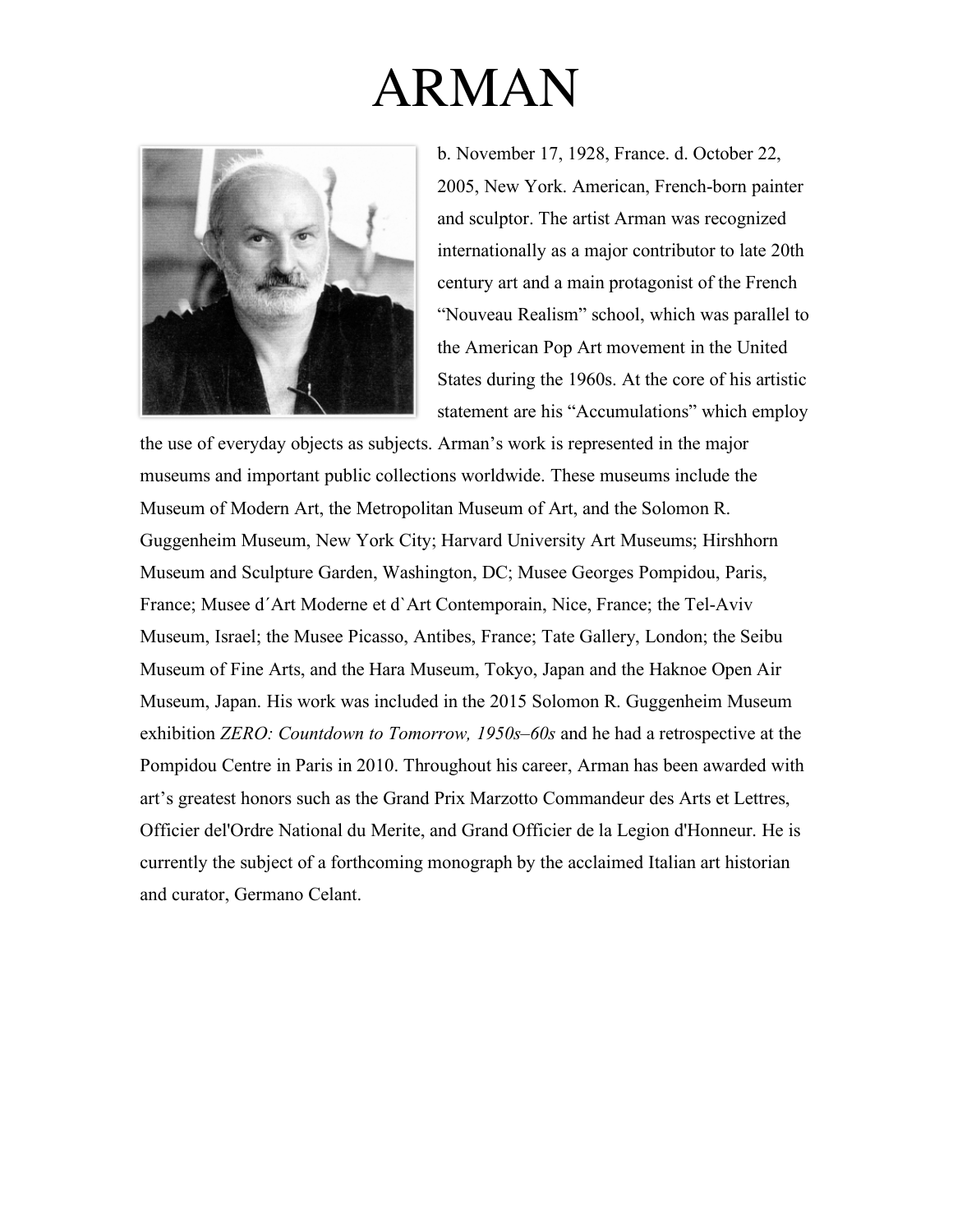# ARMAN

b. November 17, 1928, France. d. October 22, 2005, New York. American, French-born painter and sculptor. The artist Arman was recognized internationally as a major contributor to late 20th century art and a main protagonist of the French "Nouveau Realism" school, which was parallel to the American Pop Art movement in the United States during the 1960s. At the core of his artistic statement are his "Accumulations" which employ the use of everyday objects as subjects. Arman's work is represented in the major museums and important public collections worldwide. These museums include the Museum of Modern Art, the Metropolitan Museum of Art, and the Solomon R. Guggenheim Museum, New York City; Harvard University Art Museums; Hirshhorn Museum and Sculpture Garden, Washington, DC; Musee Georges Pompidou, Paris, France; Musee d´Art Moderne et d`Art Contemporain, Nice, France; the Tel-Aviv Museum, Israel; the Musee Picasso, Antibes, France; Tate Gallery, London; the Seibu Museum of Fine Arts, and the Hara Museum, Tokyo, Japan and the Haknoe Open Air Museum, Japan. His work was included in the 2015 Solomon R. Guggenheim Museum exhibition *ZERO: Countdown to Tomorrow, 1950s–60s* and he had a retrospective at the Pompidou Centre in Paris in 2010. Throughout his career, Arman has been awarded with art's greatest honors such as the Grand Prix Marzotto Commandeur des Arts et Lettres, Officier del'Ordre National du Merite, and Grand Officier de la Legion d'Honneur. He is currently the subject of a forthcoming monograph by the acclaimed Italian art historian and curator, Germano Celant.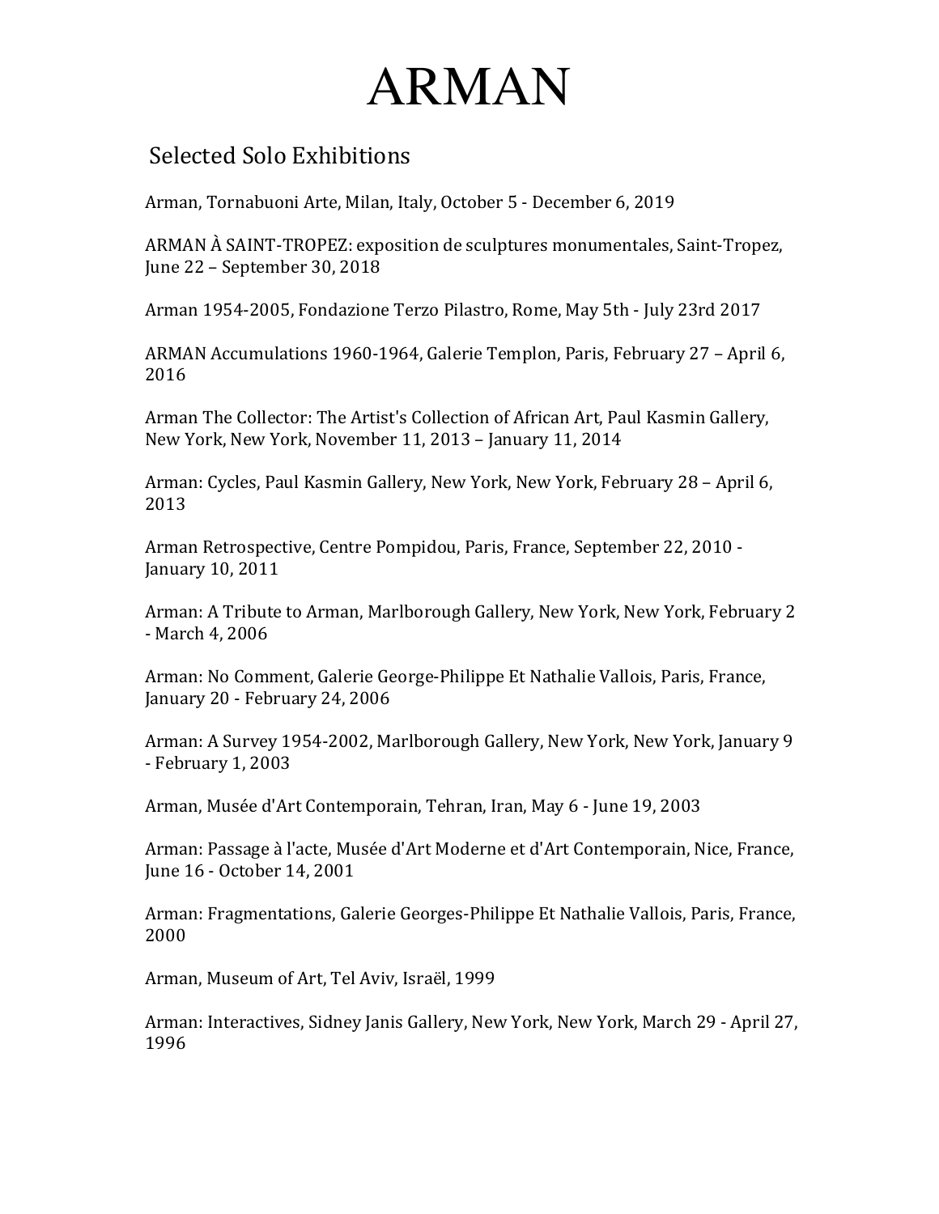# ARMAN

## Selected Solo Exhibitions

Arman, Tornabuoni Arte, Milan, Italy, October 5 - December 6, 2019

ARMAN À SAINT-TROPEZ: exposition de sculptures monumentales, Saint-Tropez, June 22 – September 30, 2018

Arman 1954-2005, Fondazione Terzo Pilastro, Rome, May 5th - July 23rd 2017

ARMAN Accumulations 1960-1964, Galerie Templon, Paris, February 27 – April 6, 2016

Arman The Collector: The Artist's Collection of African Art, Paul Kasmin Gallery, New York, New York, November 11, 2013 – January 11, 2014

Arman: Cycles, Paul Kasmin Gallery, New York, New York, February 28 – April 6, 2013

Arman Retrospective, Centre Pompidou, Paris, France, September 22, 2010 - January 10, 2011

Arman: A Tribute to Arman, Marlborough Gallery, New York, New York, February 2 - March 4, 2006

Arman: No Comment, Galerie George-Philippe Et Nathalie Vallois, Paris, France, January 20 - February 24, 2006

Arman: A Survey 1954-2002, Marlborough Gallery, New York, New York, January 9 - February 1, 2003

Arman, Musée d'Art Contemporain, Tehran, Iran, May 6 - June 19, 2003

Arman: Passage à l'acte, Musée d'Art Moderne et d'Art Contemporain, Nice, France, June 16 - October 14, 2001

Arman: Fragmentations, Galerie Georges-Philippe Et Nathalie Vallois, Paris, France, 2000

Arman, Museum of Art, Tel Aviv, Israël, 1999

Arman: Interactives, Sidney Janis Gallery, New York, New York, March 29 - April 27, 1996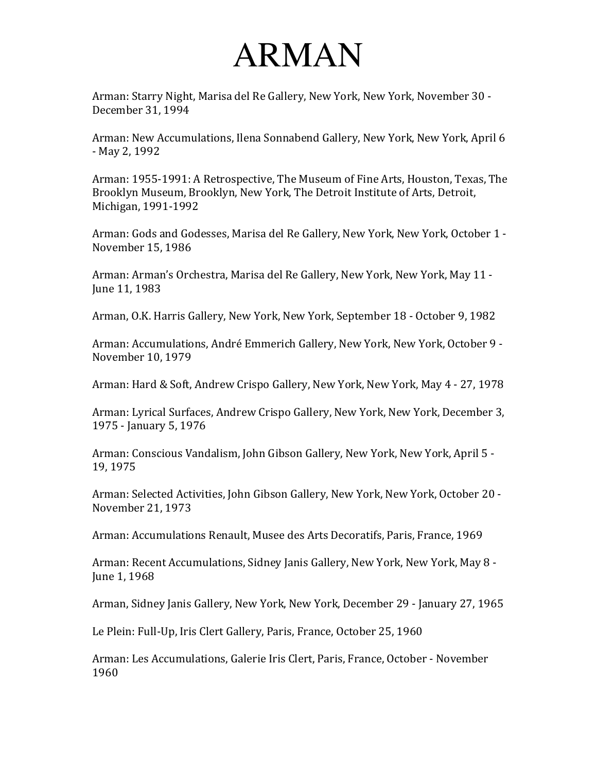# ARMAN

Arman: Starry Night, Marisa del Re Gallery, New York, New York, November 30 - December 31, 1994

Arman: New Accumulations, Ilena Sonnabend Gallery, New York, New York, April 6 - May 2, 1992

Arman: 1955-1991: A Retrospective, The Museum of Fine Arts, Houston, Texas, The Brooklyn Museum, Brooklyn, New York, The Detroit Institute of Arts, Detroit, Michigan, 1991-1992

Arman: Gods and Godesses, Marisa del Re Gallery, New York, New York, October 1 - November 15, 1986

Arman: Arman's Orchestra, Marisa del Re Gallery, New York, New York, May 11 - June 11, 1983

Arman, O.K. Harris Gallery, New York, New York, September 18 - October 9, 1982

Arman: Accumulations, André Emmerich Gallery, New York, New York, October 9 - November 10, 1979

Arman: Hard & Soft, Andrew Crispo Gallery, New York, New York, May 4 - 27, 1978

Arman: Lyrical Surfaces, Andrew Crispo Gallery, New York, New York, December 3, 1975 - January 5, 1976

Arman: Conscious Vandalism, John Gibson Gallery, New York, New York, April 5 - 19, 1975

Arman: Selected Activities, John Gibson Gallery, New York, New York, October 20 - November 21, 1973

Arman: Accumulations Renault, Musee des Arts Decoratifs, Paris, France, 1969

Arman: Recent Accumulations, Sidney Janis Gallery, New York, New York, May 8 - June 1, 1968

Arman, Sidney Janis Gallery, New York, New York, December 29 - January 27, 1965

Le Plein: Full-Up, Iris Clert Gallery, Paris, France, October 25, 1960

Arman: Les Accumulations, Galerie Iris Clert, Paris, France, October - November 1960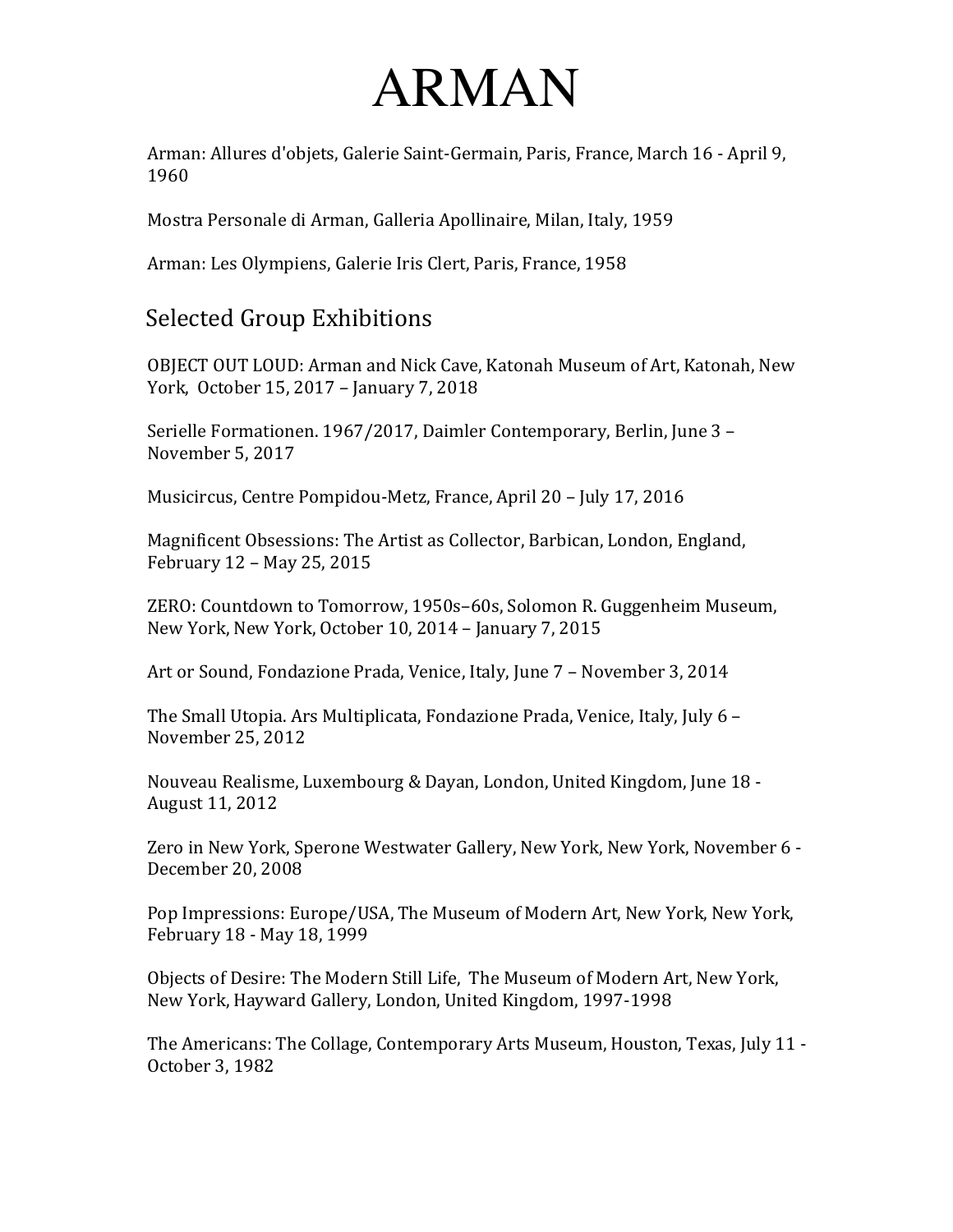# ARMAN

Arman: Allures d'objets, Galerie Saint-Germain, Paris, France, March 16 - April 9, 1960

Mostra Personale di Arman, Galleria Apollinaire, Milan, Italy, 1959

Arman: Les Olympiens, Galerie Iris Clert, Paris, France, 1958

## Selected Group Exhibitions

OBJECT OUT LOUD: Arman and Nick Cave, Katonah Museum of Art, Katonah, New York, October 15, 2017 – January 7, 2018

Serielle Formationen. 1967/2017, Daimler Contemporary, Berlin, June 3 – November 5, 2017

Musicircus, Centre Pompidou-Metz, France, April 20 – July 17, 2016

Magnificent Obsessions: The Artist as Collector, Barbican, London, England, February 12 – May 25, 2015

ZERO: Countdown to Tomorrow, 1950s–60s, Solomon R. Guggenheim Museum, New York, New York, October 10, 2014 – January 7, 2015

Art or Sound, Fondazione Prada, Venice, Italy, June 7 – November 3, 2014

The Small Utopia. Ars Multiplicata, Fondazione Prada, Venice, Italy, July 6 – November 25, 2012

Nouveau Realisme, Luxembourg & Dayan, London, United Kingdom, June 18 - August 11, 2012

Zero in New York, Sperone Westwater Gallery, New York, New York, November 6 - December 20, 2008

Pop Impressions: Europe/USA, The Museum of Modern Art, New York, New York, February 18 - May 18, 1999

Objects of Desire: The Modern Still Life, The Museum of Modern Art, New York, New York, Hayward Gallery, London, United Kingdom, 1997-1998

The Americans: The Collage, Contemporary Arts Museum, Houston, Texas, July 11 - October 3, 1982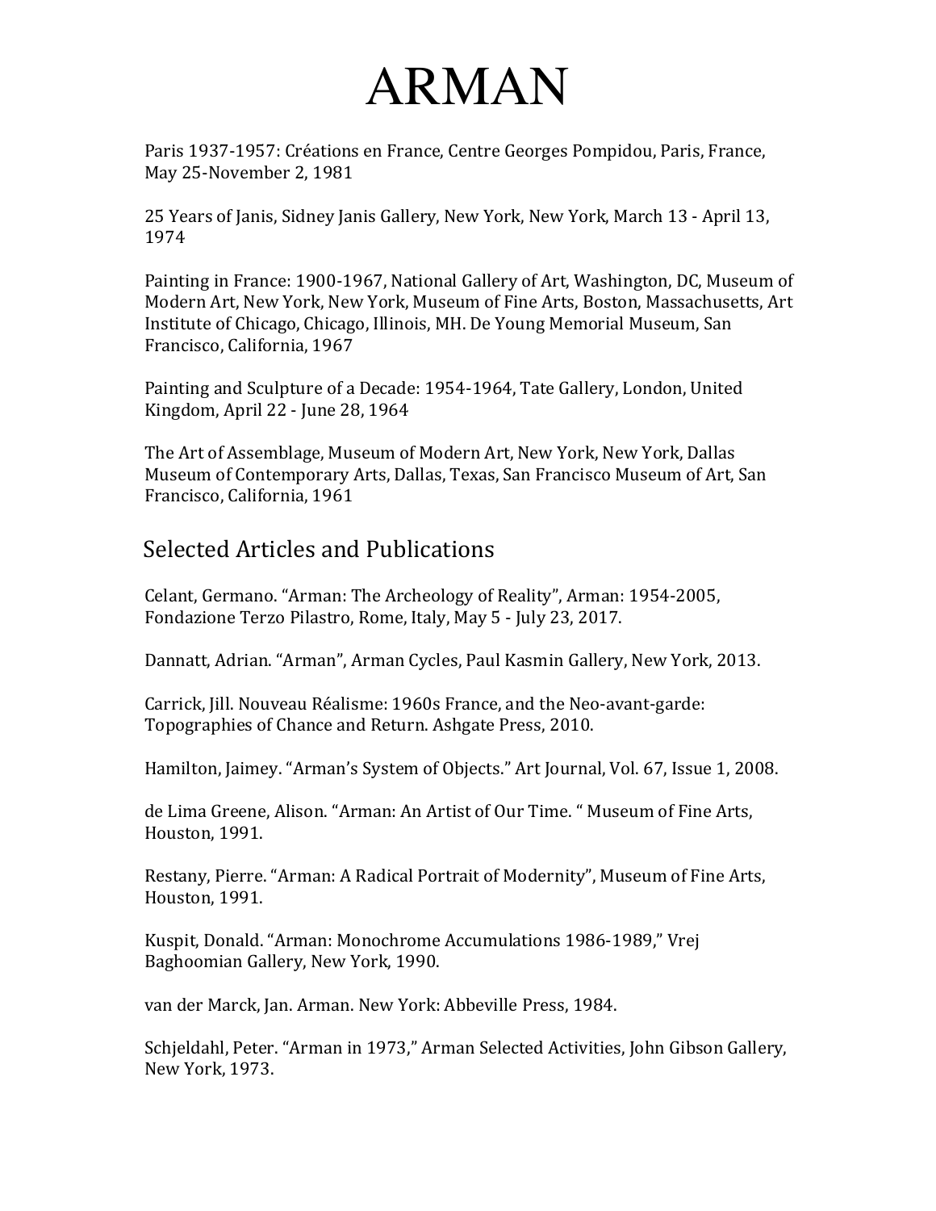# ARMAN

Paris 1937-1957: Créations en France, Centre Georges Pompidou, Paris, France, May 25-November 2, 1981

25 Years of Janis, Sidney Janis Gallery, New York, New York, March 13 - April 13, 1974

Painting in France: 1900-1967, National Gallery of Art, Washington, DC, Museum of Modern Art, New York, New York, Museum of Fine Arts, Boston, Massachusetts, Art Institute of Chicago, Chicago, Illinois, MH. De Young Memorial Museum, San Francisco, California, 1967

Painting and Sculpture of a Decade: 1954-1964, Tate Gallery, London, United Kingdom, April 22 - June 28, 1964

The Art of Assemblage, Museum of Modern Art, New York, New York, Dallas Museum of Contemporary Arts, Dallas, Texas, San Francisco Museum of Art, San Francisco, California, 1961

## Selected Articles and Publications

Celant, Germano. "Arman: The Archeology of Reality", Arman: 1954-2005, Fondazione Terzo Pilastro, Rome, Italy, May 5 - July 23, 2017.

Dannatt, Adrian. "Arman", Arman Cycles, Paul Kasmin Gallery, New York, 2013.

Carrick, Jill. Nouveau Réalisme: 1960s France, and the Neo-avant-garde: Topographies of Chance and Return. Ashgate Press, 2010.

Hamilton, Jaimey. "Arman's System of Objects." Art Journal, Vol. 67, Issue 1, 2008.

de Lima Greene, Alison. "Arman: An Artist of Our Time. " Museum of Fine Arts, Houston, 1991.

Restany, Pierre. "Arman: A Radical Portrait of Modernity", Museum of Fine Arts, Houston, 1991.

Kuspit, Donald. "Arman: Monochrome Accumulations 1986-1989," Vrej Baghoomian Gallery, New York, 1990.

van der Marck, Jan. Arman. New York: Abbeville Press, 1984.

Schjeldahl, Peter. "Arman in 1973," Arman Selected Activities, John Gibson Gallery, New York, 1973.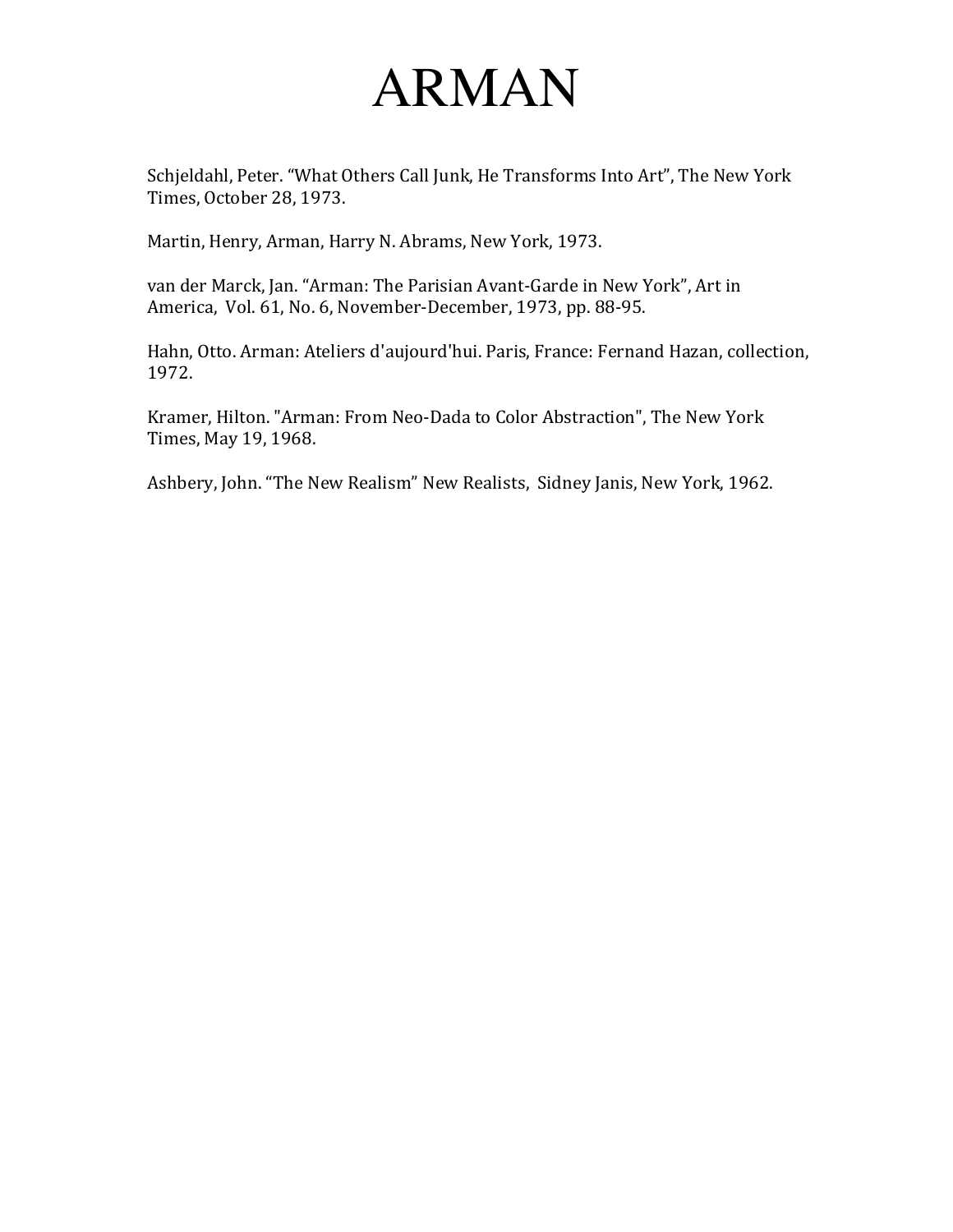# ARMAN

Schjeldahl, Peter. “What Others Call Junk, He Transforms Into Art”, The New York Times, October 28, 1973.

Martin, Henry, Arman, Harry N. Abrams, New York, 1973.

van der Marck, Jan. “Arman: The Parisian Avant-Garde in New York”, Art in America, Vol. 61, No. 6, November-December, 1973, pp. 88-95.

Hahn, Otto. Arman: Ateliers d'aujourd'hui. Paris, France: Fernand Hazan, collection, 1972.

Kramer, Hilton. "Arman: From Neo-Dada to Color Abstraction", The New York Times, May 19, 1968.

Ashbery, John. “The New Realism” New Realists, Sidney Janis, New York, 1962.